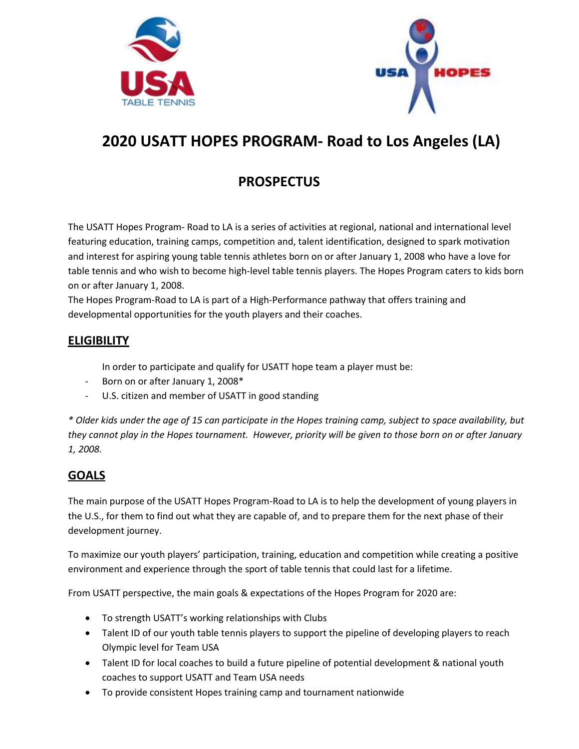# 2020 USATT HOPES PROGRAM- Road to Los Angeles (LA)

## PROSPECTUS

The USATT Hopes Program- Road to LA is a series of activities at regional, national and international level featuring education, training camps, competition and, talent identification, designed to spark motivation and interest for aspiring young table tennis athletes born on or after January 1, 2008 who have a love for table tennis and who wish to become high-level table tennis players. The Hopes Program caters to kids born on or after January 1, 2008.

The Hopes Program-Road to LA is part of a High-Performance pathway that offers training and developmental opportunities for the youth players and their coaches.

## ELIGIBILITY

In order to participate and qualify for USATT hope team a player must be:

- Born on or after January 1, 2008*
- U.S. citizen and member of USATT in good standing

*\* Older kids under the age of 15 can participate in the Hopes training camp, subject to space availability, but they cannot play in the Hopes tournament. However, priority will be given to those born on or after January 1, 2008.*

## GOALS

The main purpose of the USATT Hopes Program-Road to LA is to help the development of young players in the U.S., for them to find out what they are capable of, and to prepare them for the next phase of their development journey.

To maximize our youth players' participation, training, education and competition while creating a positive environment and experience through the sport of table tennis that could last for a lifetime.

From USATT perspective, the main goals & expectations of the Hopes Program for 2020 are:

- To strength USATT's working relationships with Clubs
- Talent ID of our youth table tennis players to support the pipeline of developing players to reach Olympic level for Team USA
- Talent ID for local coaches to build a future pipeline of potential development & national youth coaches to support USATT and Team USA needs
- To provide consistent Hopes training camp and tournament nationwide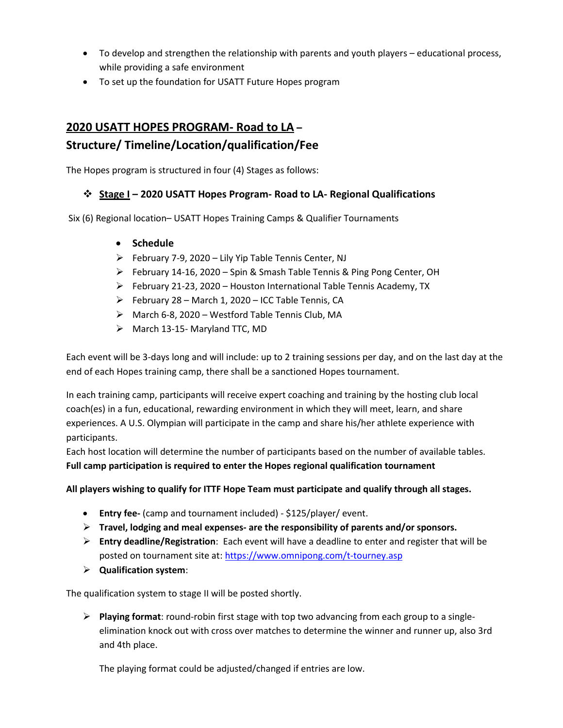- To develop and strengthen the relationship with parents and youth players – educational process, while providing a safe environment
- To set up the foundation for USATT Future Hopes program

## **2020 USATT HOPES PROGRAM- Road to LA – Structure/ Timeline/Location/qualification/Fee**

The Hopes program is structured in four (4) Stages as follows:

### ❖ **Stage I – 2020 USATT Hopes Program- Road to LA- Regional Qualifications**

Six (6) Regional location– USATT Hopes Training Camps & Qualifier Tournaments

- **Schedule**
  - February 7-9, 2020 – Lily Yip Table Tennis Center, NJ
  - February 14-16, 2020 – Spin & Smash Table Tennis & Ping Pong Center, OH
  - February 21-23, 2020 – Houston International Table Tennis Academy, TX
  - February 28 – March 1, 2020 – ICC Table Tennis, CA
  - March 6-8, 2020 – Westford Table Tennis Club, MA
  - March 13-15- Maryland TTC, MD

Each event will be 3-days long and will include: up to 2 training sessions per day, and on the last day at the end of each Hopes training camp, there shall be a sanctioned Hopes tournament.

In each training camp, participants will receive expert coaching and training by the hosting club local coach(es) in a fun, educational, rewarding environment in which they will meet, learn, and share experiences. A U.S. Olympian will participate in the camp and share his/her athlete experience with participants.
Each host location will determine the number of participants based on the number of available tables.
**Full camp participation is required to enter the Hopes regional qualification tournament**

**All players wishing to qualify for ITTF Hope Team must participate and qualify through all stages.**

- **Entry fee-** (camp and tournament included) - $125/player/ event.
- **Travel, lodging and meal expenses- are the responsibility of parents and/or sponsors.**
- **Entry deadline/Registration**: Each event will have a deadline to enter and register that will be posted on tournament site at: [https://www.omnipong.com/t-tourney.asp](https://www.omnipong.com/t-tourney.asp)
- **Qualification system**:

The qualification system to stage II will be posted shortly.

- **Playing format**: round-robin first stage with top two advancing from each group to a single-elimination knock out with cross over matches to determine the winner and runner up, also 3rd and 4th place.

  The playing format could be adjusted/changed if entries are low.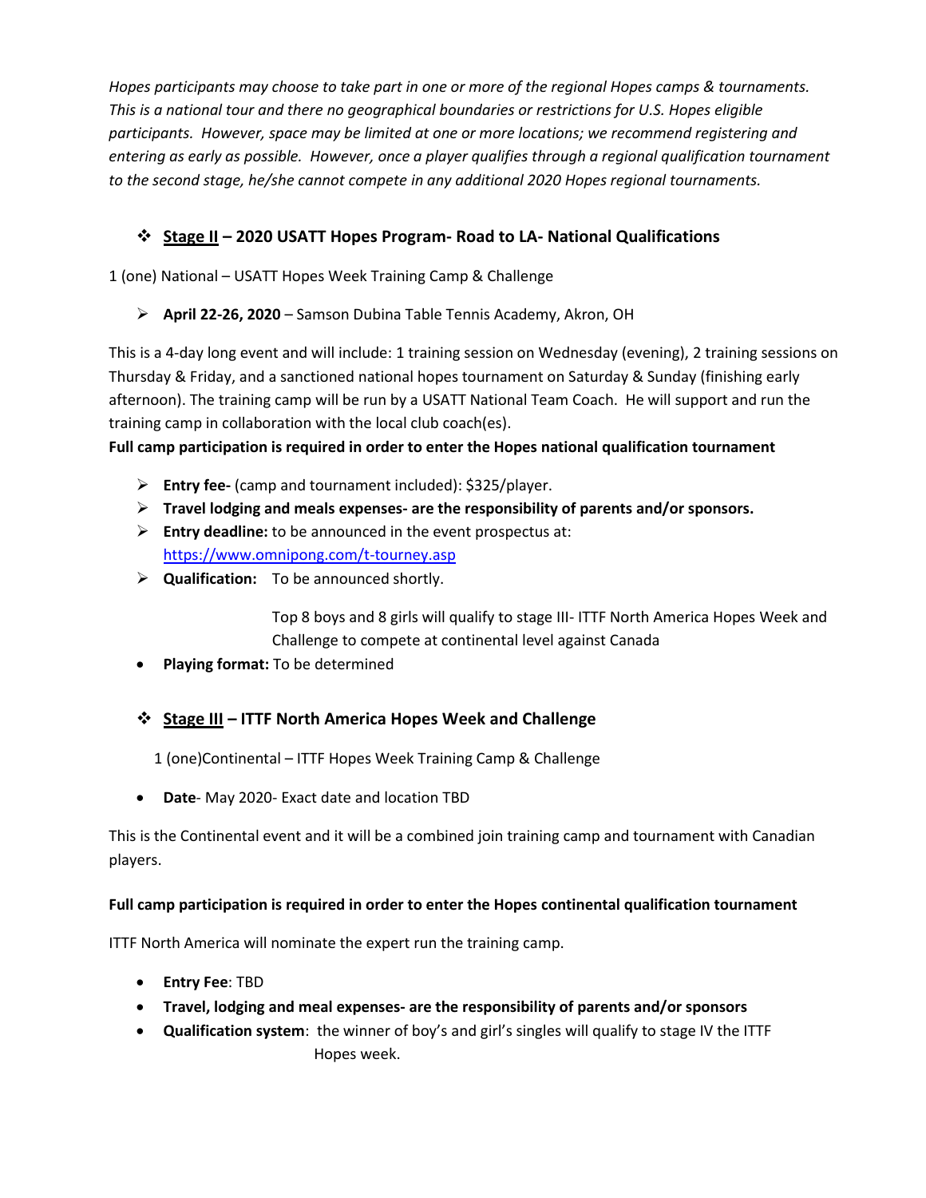*Hopes participants may choose to take part in one or more of the regional Hopes camps & tournaments. This is a national tour and there no geographical boundaries or restrictions for U.S. Hopes eligible participants. However, space may be limited at one or more locations; we recommend registering and entering as early as possible. However, once a player qualifies through a regional qualification tournament to the second stage, he/she cannot compete in any additional 2020 Hopes regional tournaments.*

## ❖ <u>Stage II</u> – 2020 USATT Hopes Program- Road to LA- National Qualifications

1 (one) National – USATT Hopes Week Training Camp & Challenge

- **April 22-26, 2020** – Samson Dubina Table Tennis Academy, Akron, OH

This is a 4-day long event and will include: 1 training session on Wednesday (evening), 2 training sessions on Thursday & Friday, and a sanctioned national hopes tournament on Saturday & Sunday (finishing early afternoon). The training camp will be run by a USATT National Team Coach. He will support and run the training camp in collaboration with the local club coach(es).

**Full camp participation is required in order to enter the Hopes national qualification tournament**

- **Entry fee-** (camp and tournament included): $325/player.
- **Travel lodging and meals expenses- are the responsibility of parents and/or sponsors.**
- **Entry deadline:** to be announced in the event prospectus at: https://www.omnipong.com/t-tourney.asp
- **Qualification:** To be announced shortly.

  Top 8 boys and 8 girls will qualify to stage III- ITTF North America Hopes Week and Challenge to compete at continental level against Canada

- **Playing format:** To be determined

## ❖ <u>Stage III</u> – ITTF North America Hopes Week and Challenge

1 (one)Continental – ITTF Hopes Week Training Camp & Challenge

- **Date**- May 2020- Exact date and location TBD

This is the Continental event and it will be a combined join training camp and tournament with Canadian players.

**Full camp participation is required in order to enter the Hopes continental qualification tournament**

ITTF North America will nominate the expert run the training camp.

- **Entry Fee**: TBD
- **Travel, lodging and meal expenses- are the responsibility of parents and/or sponsors**
- **Qualification system**: the winner of boy's and girl's singles will qualify to stage IV the ITTF Hopes week.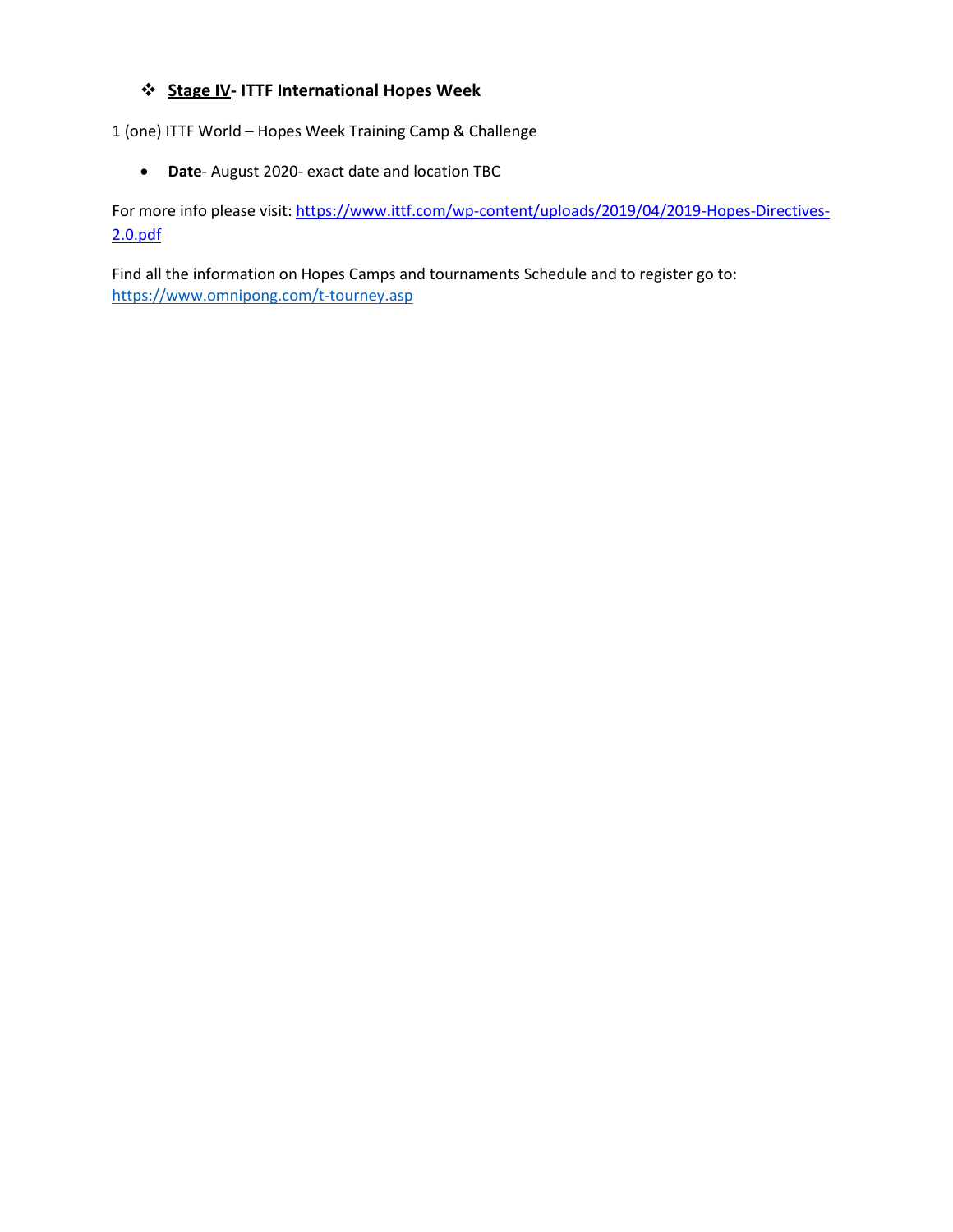- **<u>Stage IV</u>- ITTF International Hopes Week**

1 (one) ITTF World – Hopes Week Training Camp & Challenge

- **Date**- August 2020- exact date and location TBC

For more info please visit: [https://www.ittf.com/wp-content/uploads/2019/04/2019-Hopes-Directives-2.0.pdf](https://www.ittf.com/wp-content/uploads/2019/04/2019-Hopes-Directives-2.0.pdf)

Find all the information on Hopes Camps and tournaments Schedule and to register go to: [https://www.omnipong.com/t-tourney.asp](https://www.omnipong.com/t-tourney.asp)